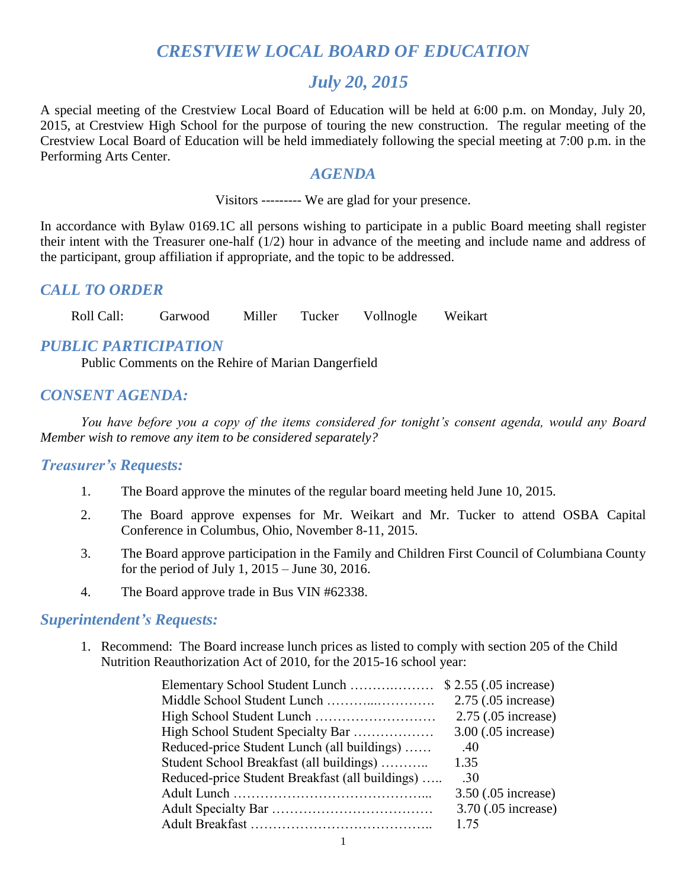# *CRESTVIEW LOCAL BOARD OF EDUCATION*

## *July 20, 2015*

A special meeting of the Crestview Local Board of Education will be held at 6:00 p.m. on Monday, July 20, 2015, at Crestview High School for the purpose of touring the new construction. The regular meeting of the Crestview Local Board of Education will be held immediately following the special meeting at 7:00 p.m. in the Performing Arts Center.

## *AGENDA*

Visitors --------- We are glad for your presence.

In accordance with Bylaw 0169.1C all persons wishing to participate in a public Board meeting shall register their intent with the Treasurer one-half (1/2) hour in advance of the meeting and include name and address of the participant, group affiliation if appropriate, and the topic to be addressed.

## *CALL TO ORDER*

Roll Call: Garwood Miller Tucker Vollnogle Weikart

## *PUBLIC PARTICIPATION*

Public Comments on the Rehire of Marian Dangerfield

## *CONSENT AGENDA:*

*You have before you a copy of the items considered for tonight's consent agenda, would any Board Member wish to remove any item to be considered separately?*

### *Treasurer's Requests:*

1. The Board approve the minutes of the regular board meeting held June 10, 2015.
2. The Board approve expenses for Mr. Weikart and Mr. Tucker to attend OSBA Capital Conference in Columbus, Ohio, November 8-11, 2015.
3. The Board approve participation in the Family and Children First Council of Columbiana County for the period of July 1, 2015 – June 30, 2016.
4. The Board approve trade in Bus VIN #62338.

### *Superintendent's Requests:*

1. Recommend: The Board increase lunch prices as listed to comply with section 205 of the Child Nutrition Reauthorization Act of 2010, for the 2015-16 school year:

| Item | Price |
|---|---|
| Elementary School Student Lunch | $ 2.55 (.05 increase) |
| Middle School Student Lunch | 2.75 (.05 increase) |
| High School Student Lunch | 2.75 (.05 increase) |
| High School Student Specialty Bar | 3.00 (.05 increase) |
| Reduced-price Student Lunch (all buildings) | .40 |
| Student School Breakfast (all buildings) | 1.35 |
| Reduced-price Student Breakfast (all buildings) | .30 |
| Adult Lunch | 3.50 (.05 increase) |
| Adult Specialty Bar | 3.70 (.05 increase) |
| Adult Breakfast | 1.75 |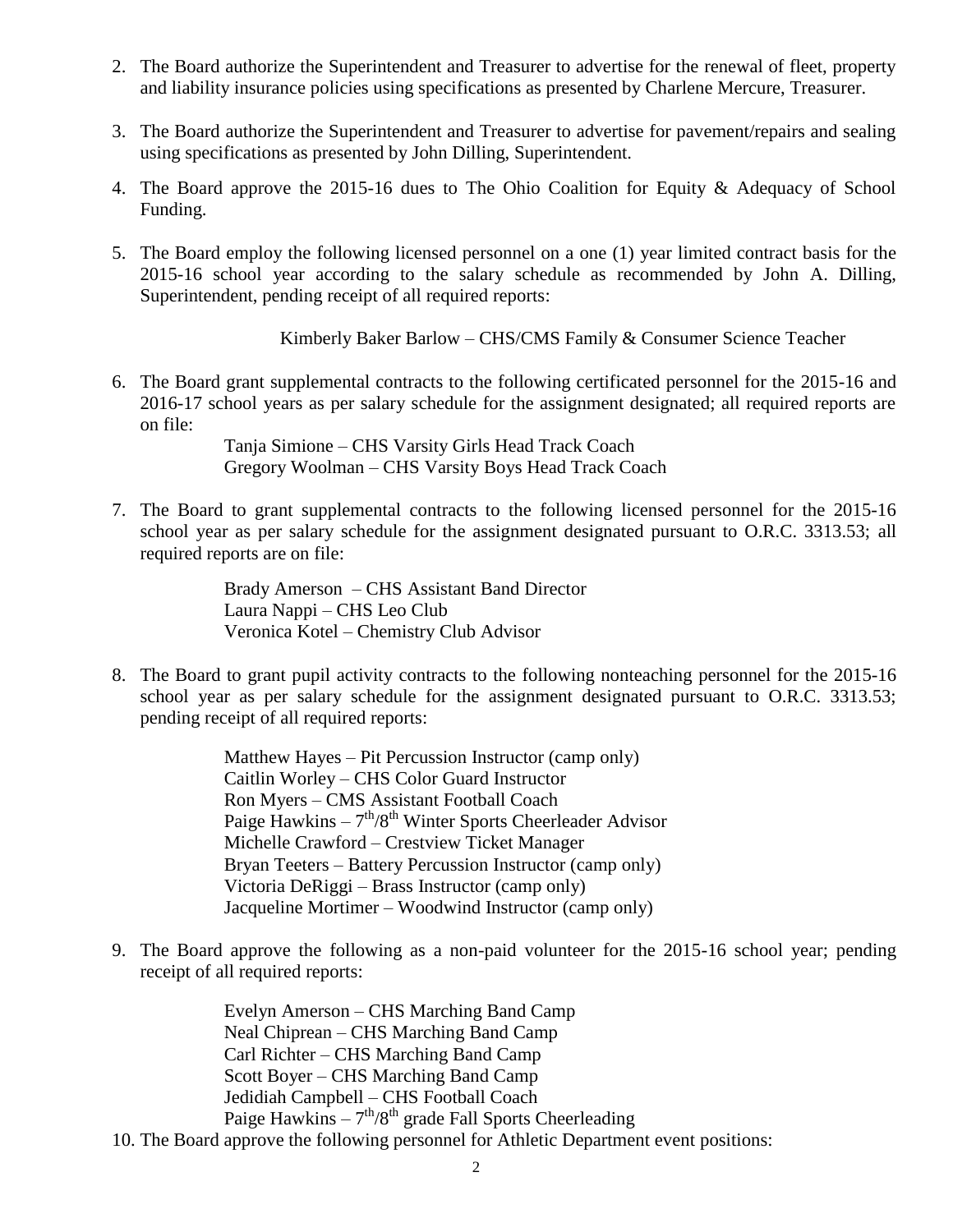2. The Board authorize the Superintendent and Treasurer to advertise for the renewal of fleet, property and liability insurance policies using specifications as presented by Charlene Mercure, Treasurer.

3. The Board authorize the Superintendent and Treasurer to advertise for pavement/repairs and sealing using specifications as presented by John Dilling, Superintendent.

4. The Board approve the 2015-16 dues to The Ohio Coalition for Equity & Adequacy of School Funding.

5. The Board employ the following licensed personnel on a one (1) year limited contract basis for the 2015-16 school year according to the salary schedule as recommended by John A. Dilling, Superintendent, pending receipt of all required reports:

   Kimberly Baker Barlow – CHS/CMS Family & Consumer Science Teacher

6. The Board grant supplemental contracts to the following certificated personnel for the 2015-16 and 2016-17 school years as per salary schedule for the assignment designated; all required reports are on file:

   Tanja Simione – CHS Varsity Girls Head Track Coach
   Gregory Woolman – CHS Varsity Boys Head Track Coach

7. The Board to grant supplemental contracts to the following licensed personnel for the 2015-16 school year as per salary schedule for the assignment designated pursuant to O.R.C. 3313.53; all required reports are on file:

   Brady Amerson – CHS Assistant Band Director
   Laura Nappi – CHS Leo Club
   Veronica Kotel – Chemistry Club Advisor

8. The Board to grant pupil activity contracts to the following nonteaching personnel for the 2015-16 school year as per salary schedule for the assignment designated pursuant to O.R.C. 3313.53; pending receipt of all required reports:

   Matthew Hayes – Pit Percussion Instructor (camp only)
   Caitlin Worley – CHS Color Guard Instructor
   Ron Myers – CMS Assistant Football Coach
   Paige Hawkins – 7th/8th Winter Sports Cheerleader Advisor
   Michelle Crawford – Crestview Ticket Manager
   Bryan Teeters – Battery Percussion Instructor (camp only)
   Victoria DeRiggi – Brass Instructor (camp only)
   Jacqueline Mortimer – Woodwind Instructor (camp only)

9. The Board approve the following as a non-paid volunteer for the 2015-16 school year; pending receipt of all required reports:

   Evelyn Amerson – CHS Marching Band Camp
   Neal Chiprean – CHS Marching Band Camp
   Carl Richter – CHS Marching Band Camp
   Scott Boyer – CHS Marching Band Camp
   Jedidiah Campbell – CHS Football Coach
   Paige Hawkins – 7th/8th grade Fall Sports Cheerleading

10. The Board approve the following personnel for Athletic Department event positions: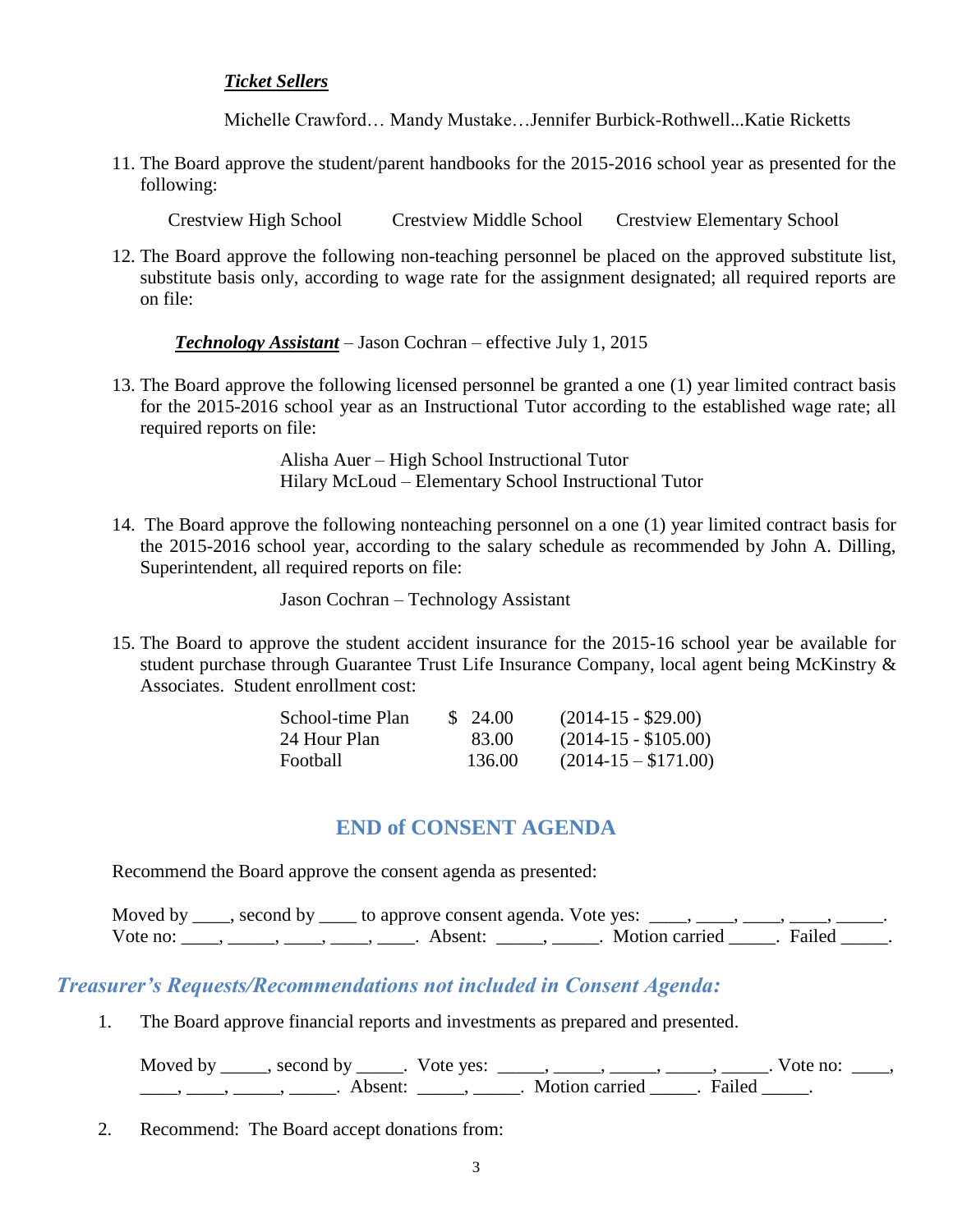***Ticket Sellers***

Michelle Crawford… Mandy Mustake…Jennifer Burbick-Rothwell...Katie Ricketts

11. The Board approve the student/parent handbooks for the 2015-2016 school year as presented for the following:

    Crestview High School    Crestview Middle School    Crestview Elementary School

12. The Board approve the following non-teaching personnel be placed on the approved substitute list, substitute basis only, according to wage rate for the assignment designated; all required reports are on file:

    ***Technology Assistant*** – Jason Cochran – effective July 1, 2015

13. The Board approve the following licensed personnel be granted a one (1) year limited contract basis for the 2015-2016 school year as an Instructional Tutor according to the established wage rate; all required reports on file:

    Alisha Auer – High School Instructional Tutor
    Hilary McLoud – Elementary School Instructional Tutor

14. The Board approve the following nonteaching personnel on a one (1) year limited contract basis for the 2015-2016 school year, according to the salary schedule as recommended by John A. Dilling, Superintendent, all required reports on file:

    Jason Cochran – Technology Assistant

15. The Board to approve the student accident insurance for the 2015-16 school year be available for student purchase through Guarantee Trust Life Insurance Company, local agent being McKinstry & Associates. Student enrollment cost:

| | | |
|---|---|---|
| School-time Plan | $ 24.00 | (2014-15 - $29.00) |
| 24 Hour Plan | 83.00 | (2014-15 - $105.00) |
| Football | 136.00 | (2014-15 – $171.00) |

## END of CONSENT AGENDA

Recommend the Board approve the consent agenda as presented:

Moved by ____, second by ____ to approve consent agenda. Vote yes: ____, ____, ____, ____, _____. Vote no: ____, _____, ____, ____, ____. Absent: _____, _____. Motion carried _____. Failed _____.

## *Treasurer's Requests/Recommendations not included in Consent Agenda:*

1. The Board approve financial reports and investments as prepared and presented.

   Moved by _____, second by _____. Vote yes: _____, _____, _____, _____, _____. Vote no: ____, ____, ____, _____, _____. Absent: _____, _____. Motion carried _____. Failed _____.

2. Recommend: The Board accept donations from: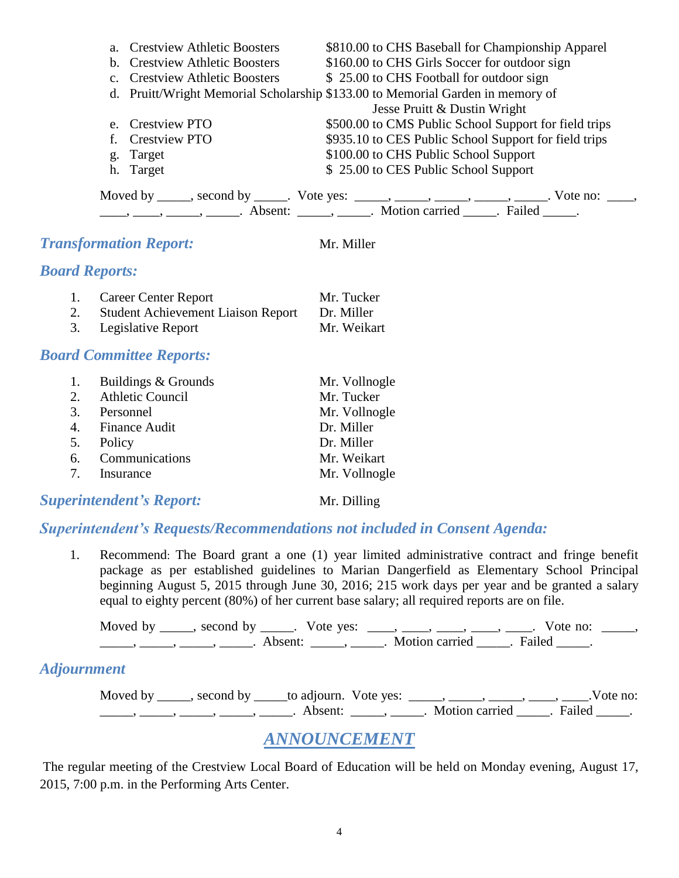a. Crestview Athletic Boosters $810.00 to CHS Baseball for Championship Apparel
b. Crestview Athletic Boosters $160.00 to CHS Girls Soccer for outdoor sign
c. Crestview Athletic Boosters $ 25.00 to CHS Football for outdoor sign
d. Pruitt/Wright Memorial Scholarship $133.00 to Memorial Garden in memory of Jesse Pruitt & Dustin Wright
e. Crestview PTO $500.00 to CMS Public School Support for field trips
f. Crestview PTO $935.10 to CES Public School Support for field trips
g. Target $100.00 to CHS Public School Support
h. Target $ 25.00 to CES Public School Support

Moved by _____, second by _____. Vote yes: _____, _____, _____, _____, _____. Vote no: ____, ____, ____, _____, _____. Absent: _____, _____. Motion carried _____. Failed _____.

## *Transformation Report:* Mr. Miller

## *Board Reports:*

1. Career Center Report Mr. Tucker
2. Student Achievement Liaison Report Dr. Miller
3. Legislative Report Mr. Weikart

## *Board Committee Reports:*

1. Buildings & Grounds Mr. Vollnogle
2. Athletic Council Mr. Tucker
3. Personnel Mr. Vollnogle
4. Finance Audit Dr. Miller
5. Policy Dr. Miller
6. Communications Mr. Weikart
7. Insurance Mr. Vollnogle

## *Superintendent's Report:* Mr. Dilling

## *Superintendent's Requests/Recommendations not included in Consent Agenda:*

1. Recommend: The Board grant a one (1) year limited administrative contract and fringe benefit package as per established guidelines to Marian Dangerfield as Elementary School Principal beginning August 5, 2015 through June 30, 2016; 215 work days per year and be granted a salary equal to eighty percent (80%) of her current base salary; all required reports are on file.

   Moved by _____, second by _____. Vote yes: ____, ____, ____, ____, ____. Vote no: _____, _____, _____, _____, _____. Absent: _____, _____. Motion carried _____. Failed _____.

## *Adjournment*

Moved by _____, second by _____to adjourn. Vote yes: _____, _____, _____, ____, ____.Vote no: _____, _____, _____, _____, _____. Absent: _____, _____. Motion carried _____. Failed _____.

## *ANNOUNCEMENT*

The regular meeting of the Crestview Local Board of Education will be held on Monday evening, August 17, 2015, 7:00 p.m. in the Performing Arts Center.